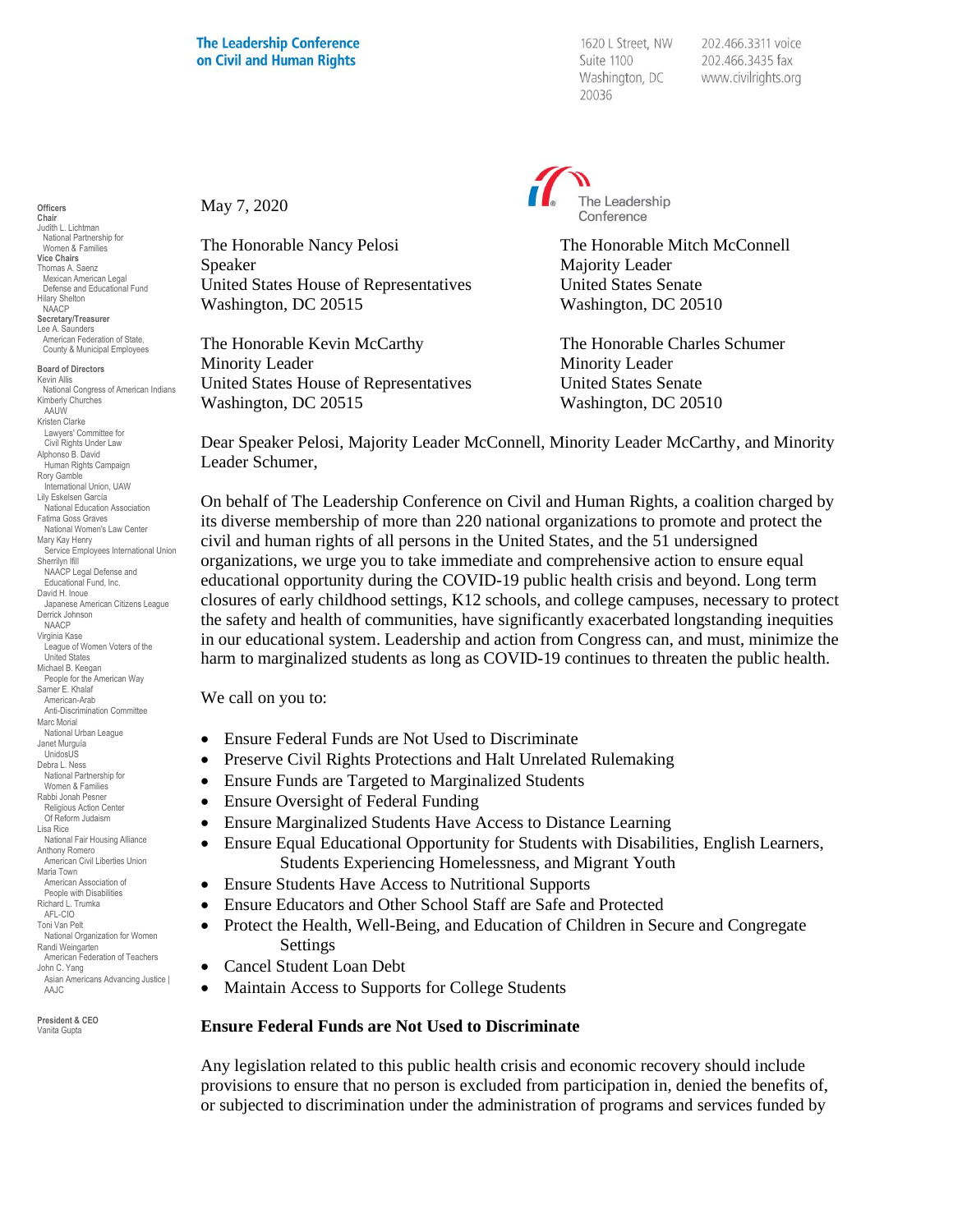**The Leadership Conference on Civil and Human Rights**

1620 L Street, NW
Suite 1100
Washington, DC
20036

202.466.3311 voice
202.466.3435 fax
www.civilrights.org

**Officers**
**Chair**
Judith L. Lichtman
National Partnership for Women & Families
**Vice Chairs**
Thomas A. Saenz
Mexican American Legal Defense and Educational Fund
Hilary Shelton
NAACP
**Secretary/Treasurer**
Lee A. Saunders
American Federation of State, County & Municipal Employees

**Board of Directors**
Kevin Allis
National Congress of American Indians
Kimberly Churches
AAUW
Kristen Clarke
Lawyers' Committee for Civil Rights Under Law
Alphonso B. David
Human Rights Campaign
Rory Gamble
International Union, UAW
Lily Eskelsen García
National Education Association
Fatima Goss Graves
National Women's Law Center
Mary Kay Henry
Service Employees International Union
Sherrilyn Ifill
NAACP Legal Defense and Educational Fund, Inc.
David H. Inoue
Japanese American Citizens League
Derrick Johnson
NAACP
Virginia Kase
League of Women Voters of the United States
Michael B. Keegan
People for the American Way
Samer E. Khalaf
American-Arab Anti-Discrimination Committee
Marc Morial
National Urban League
Janet Murguía
UnidosUS
Debra L. Ness
National Partnership for Women & Families
Rabbi Jonah Pesner
Religious Action Center Of Reform Judaism
Lisa Rice
National Fair Housing Alliance
Anthony Romero
American Civil Liberties Union
Maria Town
American Association of People with Disabilities
Richard L. Trumka
AFL-CIO
Toni Van Pelt
National Organization for Women
Randi Weingarten
American Federation of Teachers
John C. Yang
Asian Americans Advancing Justice | AAJC

**President & CEO**
Vanita Gupta

May 7, 2020

The Honorable Nancy Pelosi
Speaker
United States House of Representatives
Washington, DC 20515

The Honorable Mitch McConnell
Majority Leader
United States Senate
Washington, DC 20510

The Honorable Kevin McCarthy
Minority Leader
United States House of Representatives
Washington, DC 20515

The Honorable Charles Schumer
Minority Leader
United States Senate
Washington, DC 20510

Dear Speaker Pelosi, Majority Leader McConnell, Minority Leader McCarthy, and Minority Leader Schumer,

On behalf of The Leadership Conference on Civil and Human Rights, a coalition charged by its diverse membership of more than 220 national organizations to promote and protect the civil and human rights of all persons in the United States, and the 51 undersigned organizations, we urge you to take immediate and comprehensive action to ensure equal educational opportunity during the COVID-19 public health crisis and beyond. Long term closures of early childhood settings, K12 schools, and college campuses, necessary to protect the safety and health of communities, have significantly exacerbated longstanding inequities in our educational system. Leadership and action from Congress can, and must, minimize the harm to marginalized students as long as COVID-19 continues to threaten the public health.

We call on you to:

- Ensure Federal Funds are Not Used to Discriminate
- Preserve Civil Rights Protections and Halt Unrelated Rulemaking
- Ensure Funds are Targeted to Marginalized Students
- Ensure Oversight of Federal Funding
- Ensure Marginalized Students Have Access to Distance Learning
- Ensure Equal Educational Opportunity for Students with Disabilities, English Learners, Students Experiencing Homelessness, and Migrant Youth
- Ensure Students Have Access to Nutritional Supports
- Ensure Educators and Other School Staff are Safe and Protected
- Protect the Health, Well-Being, and Education of Children in Secure and Congregate Settings
- Cancel Student Loan Debt
- Maintain Access to Supports for College Students

**Ensure Federal Funds are Not Used to Discriminate**

Any legislation related to this public health crisis and economic recovery should include provisions to ensure that no person is excluded from participation in, denied the benefits of, or subjected to discrimination under the administration of programs and services funded by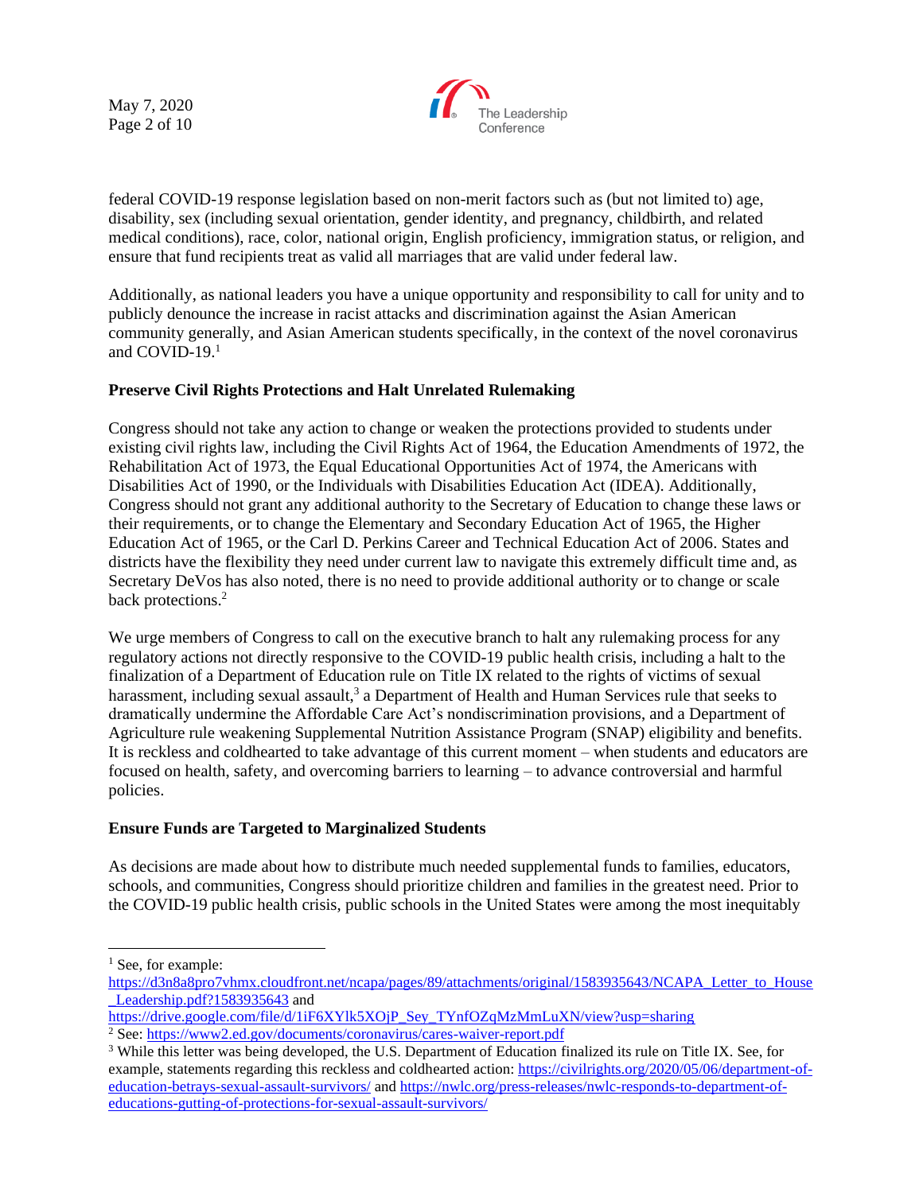federal COVID-19 response legislation based on non-merit factors such as (but not limited to) age, disability, sex (including sexual orientation, gender identity, and pregnancy, childbirth, and related medical conditions), race, color, national origin, English proficiency, immigration status, or religion, and ensure that fund recipients treat as valid all marriages that are valid under federal law.

Additionally, as national leaders you have a unique opportunity and responsibility to call for unity and to publicly denounce the increase in racist attacks and discrimination against the Asian American community generally, and Asian American students specifically, in the context of the novel coronavirus and COVID-19.[1]

**Preserve Civil Rights Protections and Halt Unrelated Rulemaking**

Congress should not take any action to change or weaken the protections provided to students under existing civil rights law, including the Civil Rights Act of 1964, the Education Amendments of 1972, the Rehabilitation Act of 1973, the Equal Educational Opportunities Act of 1974, the Americans with Disabilities Act of 1990, or the Individuals with Disabilities Education Act (IDEA). Additionally, Congress should not grant any additional authority to the Secretary of Education to change these laws or their requirements, or to change the Elementary and Secondary Education Act of 1965, the Higher Education Act of 1965, or the Carl D. Perkins Career and Technical Education Act of 2006. States and districts have the flexibility they need under current law to navigate this extremely difficult time and, as Secretary DeVos has also noted, there is no need to provide additional authority or to change or scale back protections.[2]

We urge members of Congress to call on the executive branch to halt any rulemaking process for any regulatory actions not directly responsive to the COVID-19 public health crisis, including a halt to the finalization of a Department of Education rule on Title IX related to the rights of victims of sexual harassment, including sexual assault,[3] a Department of Health and Human Services rule that seeks to dramatically undermine the Affordable Care Act's nondiscrimination provisions, and a Department of Agriculture rule weakening Supplemental Nutrition Assistance Program (SNAP) eligibility and benefits. It is reckless and coldhearted to take advantage of this current moment – when students and educators are focused on health, safety, and overcoming barriers to learning – to advance controversial and harmful policies.

**Ensure Funds are Targeted to Marginalized Students**

As decisions are made about how to distribute much needed supplemental funds to families, educators, schools, and communities, Congress should prioritize children and families in the greatest need. Prior to the COVID-19 public health crisis, public schools in the United States were among the most inequitably

---

[1] See, for example: https://d3n8a8pro7vhmx.cloudfront.net/ncapa/pages/89/attachments/original/1583935643/NCAPA_Letter_to_House_Leadership.pdf?1583935643 and https://drive.google.com/file/d/1iF6XYlk5XOjP_Sey_TYnfOZqMzMmLuXN/view?usp=sharing

[2] See: https://www2.ed.gov/documents/coronavirus/cares-waiver-report.pdf

[3] While this letter was being developed, the U.S. Department of Education finalized its rule on Title IX. See, for example, statements regarding this reckless and coldhearted action: https://civilrights.org/2020/05/06/department-of-education-betrays-sexual-assault-survivors/ and https://nwlc.org/press-releases/nwlc-responds-to-department-of-educations-gutting-of-protections-for-sexual-assault-survivors/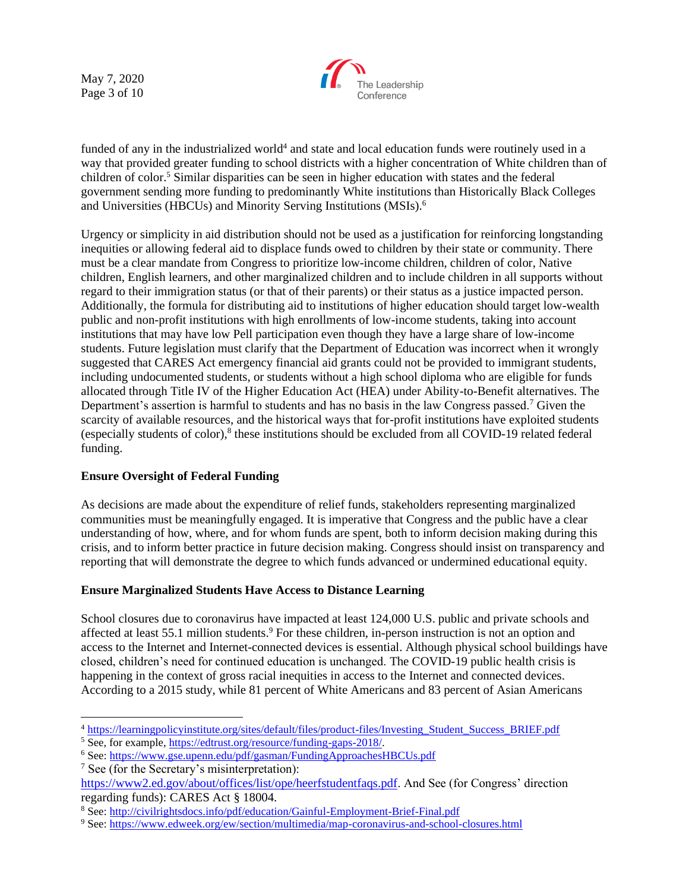funded of any in the industrialized world[4] and state and local education funds were routinely used in a way that provided greater funding to school districts with a higher concentration of White children than of children of color.[5] Similar disparities can be seen in higher education with states and the federal government sending more funding to predominantly White institutions than Historically Black Colleges and Universities (HBCUs) and Minority Serving Institutions (MSIs).[6]

Urgency or simplicity in aid distribution should not be used as a justification for reinforcing longstanding inequities or allowing federal aid to displace funds owed to children by their state or community. There must be a clear mandate from Congress to prioritize low-income children, children of color, Native children, English learners, and other marginalized children and to include children in all supports without regard to their immigration status (or that of their parents) or their status as a justice impacted person. Additionally, the formula for distributing aid to institutions of higher education should target low-wealth public and non-profit institutions with high enrollments of low-income students, taking into account institutions that may have low Pell participation even though they have a large share of low-income students. Future legislation must clarify that the Department of Education was incorrect when it wrongly suggested that CARES Act emergency financial aid grants could not be provided to immigrant students, including undocumented students, or students without a high school diploma who are eligible for funds allocated through Title IV of the Higher Education Act (HEA) under Ability-to-Benefit alternatives. The Department's assertion is harmful to students and has no basis in the law Congress passed.[7] Given the scarcity of available resources, and the historical ways that for-profit institutions have exploited students (especially students of color),[8] these institutions should be excluded from all COVID-19 related federal funding.

**Ensure Oversight of Federal Funding**

As decisions are made about the expenditure of relief funds, stakeholders representing marginalized communities must be meaningfully engaged. It is imperative that Congress and the public have a clear understanding of how, where, and for whom funds are spent, both to inform decision making during this crisis, and to inform better practice in future decision making. Congress should insist on transparency and reporting that will demonstrate the degree to which funds advanced or undermined educational equity.

**Ensure Marginalized Students Have Access to Distance Learning**

School closures due to coronavirus have impacted at least 124,000 U.S. public and private schools and affected at least 55.1 million students.[9] For these children, in-person instruction is not an option and access to the Internet and Internet-connected devices is essential. Although physical school buildings have closed, children's need for continued education is unchanged. The COVID-19 public health crisis is happening in the context of gross racial inequities in access to the Internet and connected devices. According to a 2015 study, while 81 percent of White Americans and 83 percent of Asian Americans

---

[4] https://learningpolicyinstitute.org/sites/default/files/product-files/Investing_Student_Success_BRIEF.pdf

[5] See, for example, https://edtrust.org/resource/funding-gaps-2018/.

[6] See: https://www.gse.upenn.edu/pdf/gasman/FundingApproachesHBCUs.pdf

[7] See (for the Secretary's misinterpretation): https://www2.ed.gov/about/offices/list/ope/heerfstudentfaqs.pdf. And See (for Congress' direction regarding funds): CARES Act § 18004.

[8] See: http://civilrightsdocs.info/pdf/education/Gainful-Employment-Brief-Final.pdf

[9] See: https://www.edweek.org/ew/section/multimedia/map-coronavirus-and-school-closures.html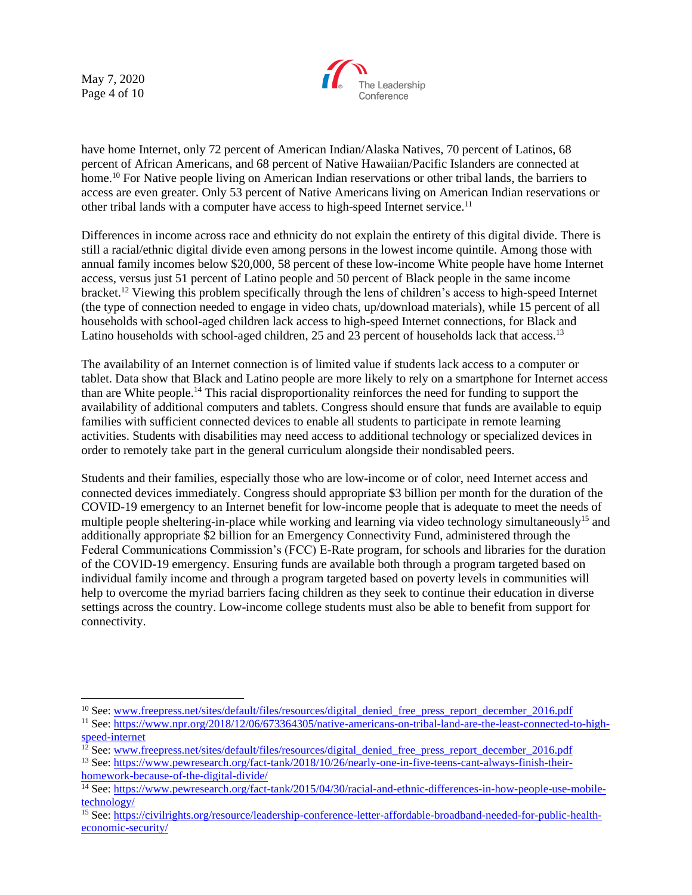have home Internet, only 72 percent of American Indian/Alaska Natives, 70 percent of Latinos, 68 percent of African Americans, and 68 percent of Native Hawaiian/Pacific Islanders are connected at home.[10] For Native people living on American Indian reservations or other tribal lands, the barriers to access are even greater. Only 53 percent of Native Americans living on American Indian reservations or other tribal lands with a computer have access to high-speed Internet service.[11]

Differences in income across race and ethnicity do not explain the entirety of this digital divide. There is still a racial/ethnic digital divide even among persons in the lowest income quintile. Among those with annual family incomes below $20,000, 58 percent of these low-income White people have home Internet access, versus just 51 percent of Latino people and 50 percent of Black people in the same income bracket.[12] Viewing this problem specifically through the lens of children's access to high-speed Internet (the type of connection needed to engage in video chats, up/download materials), while 15 percent of all households with school-aged children lack access to high-speed Internet connections, for Black and Latino households with school-aged children, 25 and 23 percent of households lack that access.[13]

The availability of an Internet connection is of limited value if students lack access to a computer or tablet. Data show that Black and Latino people are more likely to rely on a smartphone for Internet access than are White people.[14] This racial disproportionality reinforces the need for funding to support the availability of additional computers and tablets. Congress should ensure that funds are available to equip families with sufficient connected devices to enable all students to participate in remote learning activities. Students with disabilities may need access to additional technology or specialized devices in order to remotely take part in the general curriculum alongside their nondisabled peers.

Students and their families, especially those who are low-income or of color, need Internet access and connected devices immediately. Congress should appropriate $3 billion per month for the duration of the COVID-19 emergency to an Internet benefit for low-income people that is adequate to meet the needs of multiple people sheltering-in-place while working and learning via video technology simultaneously[15] and additionally appropriate $2 billion for an Emergency Connectivity Fund, administered through the Federal Communications Commission's (FCC) E-Rate program, for schools and libraries for the duration of the COVID-19 emergency. Ensuring funds are available both through a program targeted based on individual family income and through a program targeted based on poverty levels in communities will help to overcome the myriad barriers facing children as they seek to continue their education in diverse settings across the country. Low-income college students must also be able to benefit from support for connectivity.

---

[10] See: www.freepress.net/sites/default/files/resources/digital_denied_free_press_report_december_2016.pdf

[11] See: https://www.npr.org/2018/12/06/673364305/native-americans-on-tribal-land-are-the-least-connected-to-high-speed-internet

[12] See: www.freepress.net/sites/default/files/resources/digital_denied_free_press_report_december_2016.pdf

[13] See: https://www.pewresearch.org/fact-tank/2018/10/26/nearly-one-in-five-teens-cant-always-finish-their-homework-because-of-the-digital-divide/

[14] See: https://www.pewresearch.org/fact-tank/2015/04/30/racial-and-ethnic-differences-in-how-people-use-mobile-technology/

[15] See: https://civilrights.org/resource/leadership-conference-letter-affordable-broadband-needed-for-public-health-economic-security/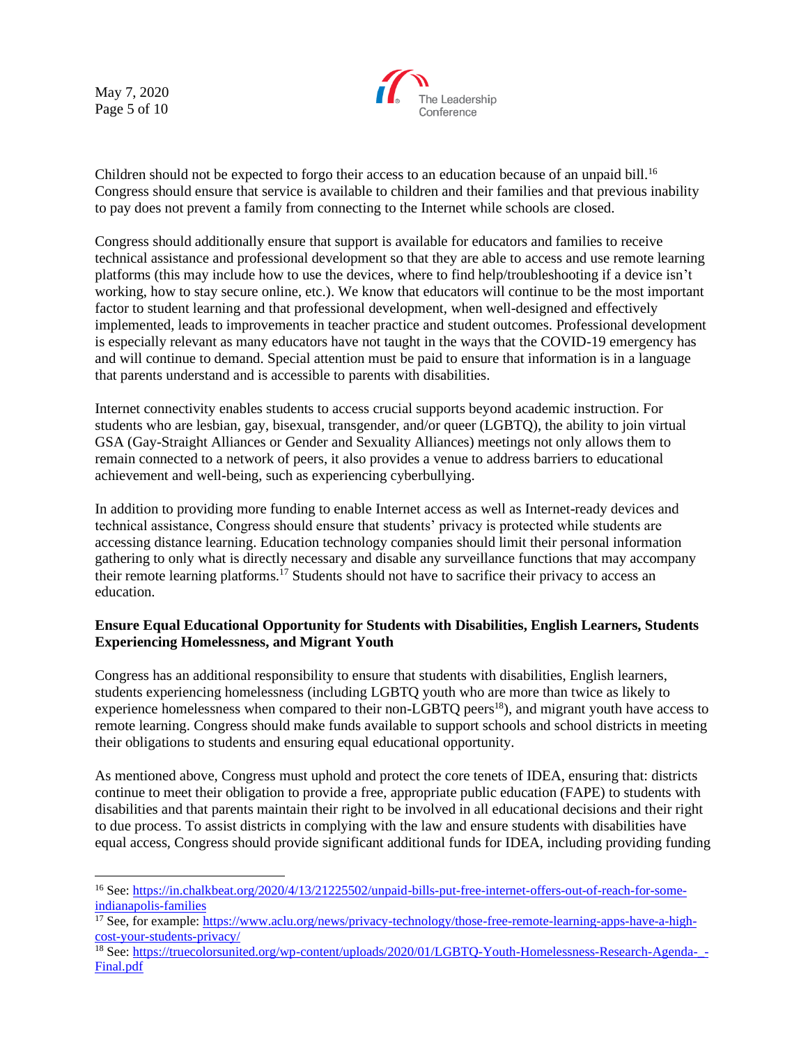Children should not be expected to forgo their access to an education because of an unpaid bill.[16] Congress should ensure that service is available to children and their families and that previous inability to pay does not prevent a family from connecting to the Internet while schools are closed.

Congress should additionally ensure that support is available for educators and families to receive technical assistance and professional development so that they are able to access and use remote learning platforms (this may include how to use the devices, where to find help/troubleshooting if a device isn't working, how to stay secure online, etc.). We know that educators will continue to be the most important factor to student learning and that professional development, when well-designed and effectively implemented, leads to improvements in teacher practice and student outcomes. Professional development is especially relevant as many educators have not taught in the ways that the COVID-19 emergency has and will continue to demand. Special attention must be paid to ensure that information is in a language that parents understand and is accessible to parents with disabilities.

Internet connectivity enables students to access crucial supports beyond academic instruction. For students who are lesbian, gay, bisexual, transgender, and/or queer (LGBTQ), the ability to join virtual GSA (Gay-Straight Alliances or Gender and Sexuality Alliances) meetings not only allows them to remain connected to a network of peers, it also provides a venue to address barriers to educational achievement and well-being, such as experiencing cyberbullying.

In addition to providing more funding to enable Internet access as well as Internet-ready devices and technical assistance, Congress should ensure that students' privacy is protected while students are accessing distance learning. Education technology companies should limit their personal information gathering to only what is directly necessary and disable any surveillance functions that may accompany their remote learning platforms.[17] Students should not have to sacrifice their privacy to access an education.

**Ensure Equal Educational Opportunity for Students with Disabilities, English Learners, Students Experiencing Homelessness, and Migrant Youth**

Congress has an additional responsibility to ensure that students with disabilities, English learners, students experiencing homelessness (including LGBTQ youth who are more than twice as likely to experience homelessness when compared to their non-LGBTQ peers[18]), and migrant youth have access to remote learning. Congress should make funds available to support schools and school districts in meeting their obligations to students and ensuring equal educational opportunity.

As mentioned above, Congress must uphold and protect the core tenets of IDEA, ensuring that: districts continue to meet their obligation to provide a free, appropriate public education (FAPE) to students with disabilities and that parents maintain their right to be involved in all educational decisions and their right to due process. To assist districts in complying with the law and ensure students with disabilities have equal access, Congress should provide significant additional funds for IDEA, including providing funding

---

[16] See: https://in.chalkbeat.org/2020/4/13/21225502/unpaid-bills-put-free-internet-offers-out-of-reach-for-some-indianapolis-families

[17] See, for example: https://www.aclu.org/news/privacy-technology/those-free-remote-learning-apps-have-a-high-cost-your-students-privacy/

[18] See: https://truecolorsunited.org/wp-content/uploads/2020/01/LGBTQ-Youth-Homelessness-Research-Agenda-_-Final.pdf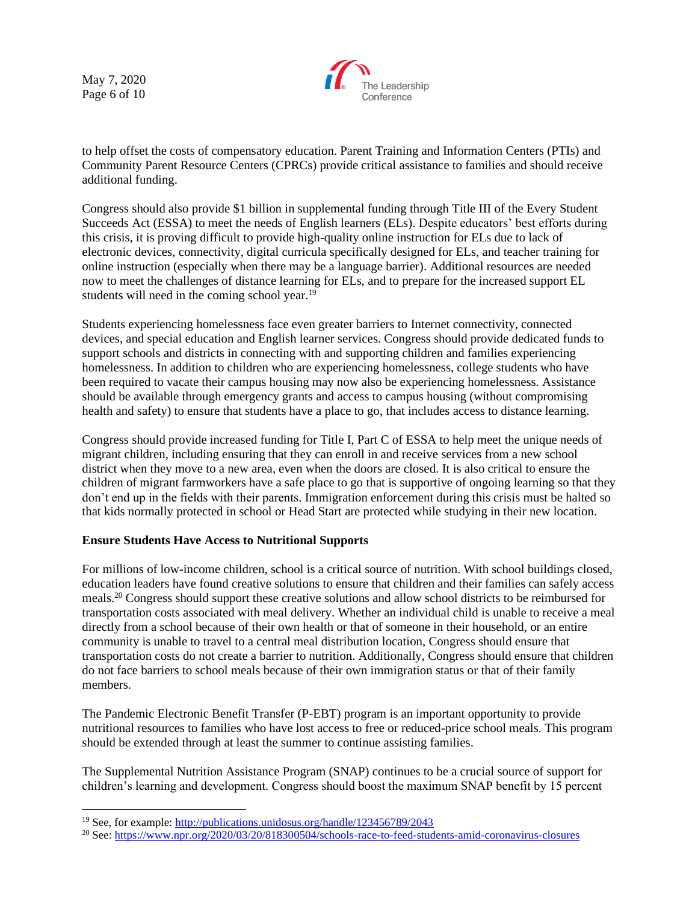to help offset the costs of compensatory education. Parent Training and Information Centers (PTIs) and Community Parent Resource Centers (CPRCs) provide critical assistance to families and should receive additional funding.

Congress should also provide $1 billion in supplemental funding through Title III of the Every Student Succeeds Act (ESSA) to meet the needs of English learners (ELs). Despite educators' best efforts during this crisis, it is proving difficult to provide high-quality online instruction for ELs due to lack of electronic devices, connectivity, digital curricula specifically designed for ELs, and teacher training for online instruction (especially when there may be a language barrier). Additional resources are needed now to meet the challenges of distance learning for ELs, and to prepare for the increased support EL students will need in the coming school year.[19]

Students experiencing homelessness face even greater barriers to Internet connectivity, connected devices, and special education and English learner services. Congress should provide dedicated funds to support schools and districts in connecting with and supporting children and families experiencing homelessness. In addition to children who are experiencing homelessness, college students who have been required to vacate their campus housing may now also be experiencing homelessness. Assistance should be available through emergency grants and access to campus housing (without compromising health and safety) to ensure that students have a place to go, that includes access to distance learning.

Congress should provide increased funding for Title I, Part C of ESSA to help meet the unique needs of migrant children, including ensuring that they can enroll in and receive services from a new school district when they move to a new area, even when the doors are closed. It is also critical to ensure the children of migrant farmworkers have a safe place to go that is supportive of ongoing learning so that they don't end up in the fields with their parents. Immigration enforcement during this crisis must be halted so that kids normally protected in school or Head Start are protected while studying in their new location.

**Ensure Students Have Access to Nutritional Supports**

For millions of low-income children, school is a critical source of nutrition. With school buildings closed, education leaders have found creative solutions to ensure that children and their families can safely access meals.[20] Congress should support these creative solutions and allow school districts to be reimbursed for transportation costs associated with meal delivery. Whether an individual child is unable to receive a meal directly from a school because of their own health or that of someone in their household, or an entire community is unable to travel to a central meal distribution location, Congress should ensure that transportation costs do not create a barrier to nutrition. Additionally, Congress should ensure that children do not face barriers to school meals because of their own immigration status or that of their family members.

The Pandemic Electronic Benefit Transfer (P-EBT) program is an important opportunity to provide nutritional resources to families who have lost access to free or reduced-price school meals. This program should be extended through at least the summer to continue assisting families.

The Supplemental Nutrition Assistance Program (SNAP) continues to be a crucial source of support for children's learning and development. Congress should boost the maximum SNAP benefit by 15 percent

---

[19] See, for example: http://publications.unidosus.org/handle/123456789/2043

[20] See: https://www.npr.org/2020/03/20/818300504/schools-race-to-feed-students-amid-coronavirus-closures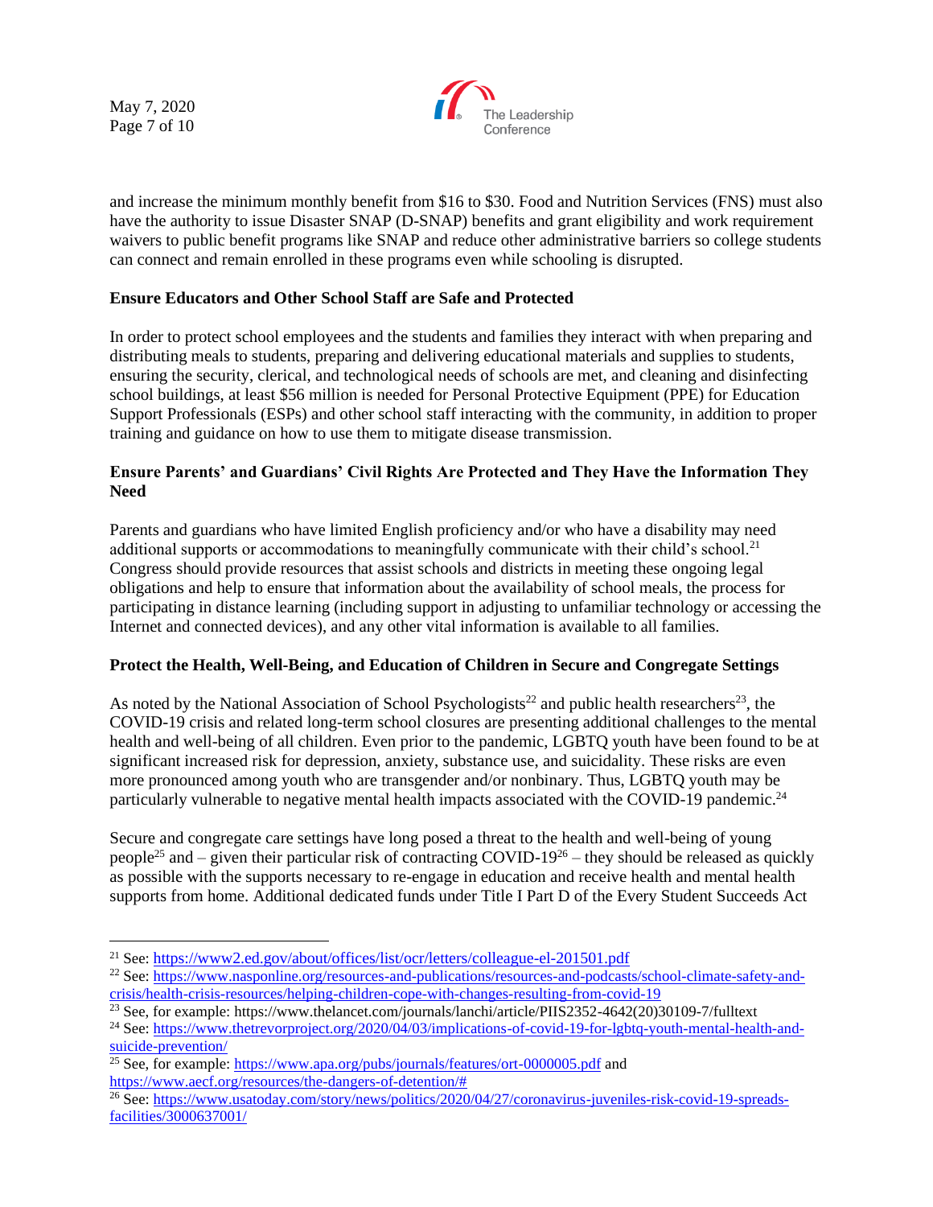and increase the minimum monthly benefit from $16 to $30. Food and Nutrition Services (FNS) must also have the authority to issue Disaster SNAP (D-SNAP) benefits and grant eligibility and work requirement waivers to public benefit programs like SNAP and reduce other administrative barriers so college students can connect and remain enrolled in these programs even while schooling is disrupted.

**Ensure Educators and Other School Staff are Safe and Protected**

In order to protect school employees and the students and families they interact with when preparing and distributing meals to students, preparing and delivering educational materials and supplies to students, ensuring the security, clerical, and technological needs of schools are met, and cleaning and disinfecting school buildings, at least $56 million is needed for Personal Protective Equipment (PPE) for Education Support Professionals (ESPs) and other school staff interacting with the community, in addition to proper training and guidance on how to use them to mitigate disease transmission.

**Ensure Parents' and Guardians' Civil Rights Are Protected and They Have the Information They Need**

Parents and guardians who have limited English proficiency and/or who have a disability may need additional supports or accommodations to meaningfully communicate with their child's school.[21] Congress should provide resources that assist schools and districts in meeting these ongoing legal obligations and help to ensure that information about the availability of school meals, the process for participating in distance learning (including support in adjusting to unfamiliar technology or accessing the Internet and connected devices), and any other vital information is available to all families.

**Protect the Health, Well-Being, and Education of Children in Secure and Congregate Settings**

As noted by the National Association of School Psychologists[22] and public health researchers[23], the COVID-19 crisis and related long-term school closures are presenting additional challenges to the mental health and well-being of all children. Even prior to the pandemic, LGBTQ youth have been found to be at significant increased risk for depression, anxiety, substance use, and suicidality. These risks are even more pronounced among youth who are transgender and/or nonbinary. Thus, LGBTQ youth may be particularly vulnerable to negative mental health impacts associated with the COVID-19 pandemic.[24]

Secure and congregate care settings have long posed a threat to the health and well-being of young people[25] and – given their particular risk of contracting COVID-19[26] – they should be released as quickly as possible with the supports necessary to re-engage in education and receive health and mental health supports from home. Additional dedicated funds under Title I Part D of the Every Student Succeeds Act

---

[21] See: https://www2.ed.gov/about/offices/list/ocr/letters/colleague-el-201501.pdf

[22] See: https://www.nasponline.org/resources-and-publications/resources-and-podcasts/school-climate-safety-and-crisis/health-crisis-resources/helping-children-cope-with-changes-resulting-from-covid-19

[23] See, for example: https://www.thelancet.com/journals/lanchi/article/PIIS2352-4642(20)30109-7/fulltext

[24] See: https://www.thetrevorproject.org/2020/04/03/implications-of-covid-19-for-lgbtq-youth-mental-health-and-suicide-prevention/

[25] See, for example: https://www.apa.org/pubs/journals/features/ort-0000005.pdf and https://www.aecf.org/resources/the-dangers-of-detention/#

[26] See: https://www.usatoday.com/story/news/politics/2020/04/27/coronavirus-juveniles-risk-covid-19-spreads-facilities/3000637001/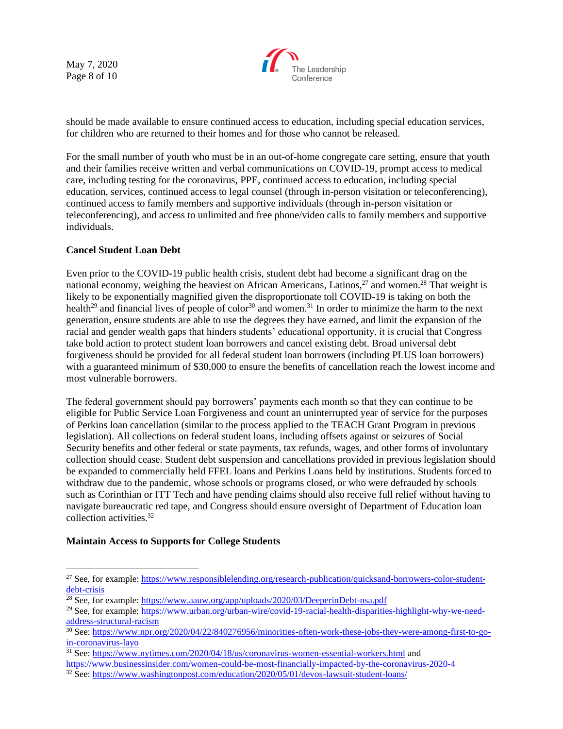should be made available to ensure continued access to education, including special education services, for children who are returned to their homes and for those who cannot be released.

For the small number of youth who must be in an out-of-home congregate care setting, ensure that youth and their families receive written and verbal communications on COVID-19, prompt access to medical care, including testing for the coronavirus, PPE, continued access to education, including special education, services, continued access to legal counsel (through in-person visitation or teleconferencing), continued access to family members and supportive individuals (through in-person visitation or teleconferencing), and access to unlimited and free phone/video calls to family members and supportive individuals.

**Cancel Student Loan Debt**

Even prior to the COVID-19 public health crisis, student debt had become a significant drag on the national economy, weighing the heaviest on African Americans, Latinos,[27] and women.[28] That weight is likely to be exponentially magnified given the disproportionate toll COVID-19 is taking on both the health[29] and financial lives of people of color[30] and women.[31] In order to minimize the harm to the next generation, ensure students are able to use the degrees they have earned, and limit the expansion of the racial and gender wealth gaps that hinders students' educational opportunity, it is crucial that Congress take bold action to protect student loan borrowers and cancel existing debt. Broad universal debt forgiveness should be provided for all federal student loan borrowers (including PLUS loan borrowers) with a guaranteed minimum of $30,000 to ensure the benefits of cancellation reach the lowest income and most vulnerable borrowers.

The federal government should pay borrowers' payments each month so that they can continue to be eligible for Public Service Loan Forgiveness and count an uninterrupted year of service for the purposes of Perkins loan cancellation (similar to the process applied to the TEACH Grant Program in previous legislation). All collections on federal student loans, including offsets against or seizures of Social Security benefits and other federal or state payments, tax refunds, wages, and other forms of involuntary collection should cease. Student debt suspension and cancellations provided in previous legislation should be expanded to commercially held FFEL loans and Perkins Loans held by institutions. Students forced to withdraw due to the pandemic, whose schools or programs closed, or who were defrauded by schools such as Corinthian or ITT Tech and have pending claims should also receive full relief without having to navigate bureaucratic red tape, and Congress should ensure oversight of Department of Education loan collection activities.[32]

**Maintain Access to Supports for College Students**

---

[27] See, for example: https://www.responsiblelending.org/research-publication/quicksand-borrowers-color-student-debt-crisis

[28] See, for example: https://www.aauw.org/app/uploads/2020/03/DeeperinDebt-nsa.pdf

[29] See, for example: https://www.urban.org/urban-wire/covid-19-racial-health-disparities-highlight-why-we-need-address-structural-racism

[30] See: https://www.npr.org/2020/04/22/840276956/minorities-often-work-these-jobs-they-were-among-first-to-go-in-coronavirus-layo

[31] See: https://www.nytimes.com/2020/04/18/us/coronavirus-women-essential-workers.html and https://www.businessinsider.com/women-could-be-most-financially-impacted-by-the-coronavirus-2020-4

[32] See: https://www.washingtonpost.com/education/2020/05/01/devos-lawsuit-student-loans/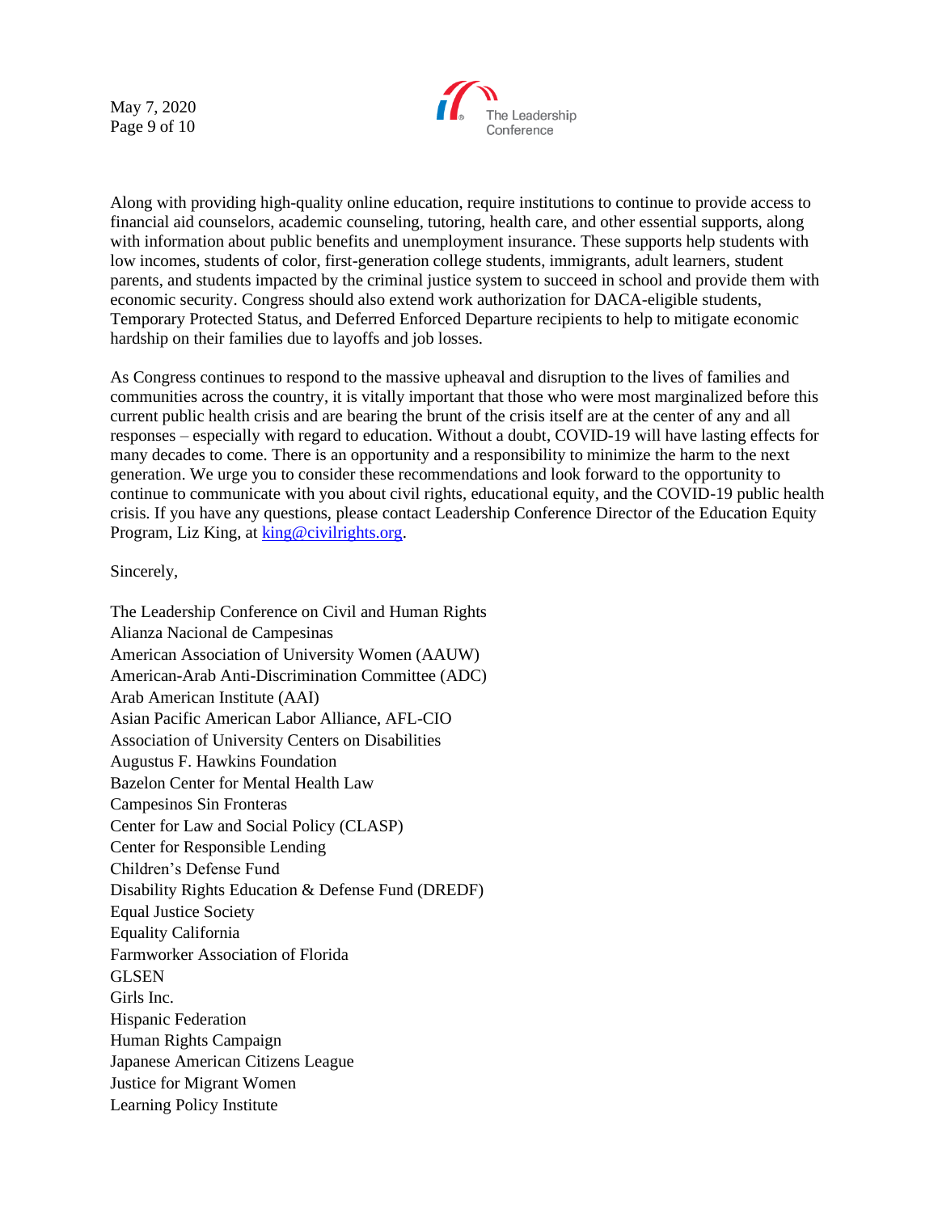Along with providing high-quality online education, require institutions to continue to provide access to financial aid counselors, academic counseling, tutoring, health care, and other essential supports, along with information about public benefits and unemployment insurance. These supports help students with low incomes, students of color, first-generation college students, immigrants, adult learners, student parents, and students impacted by the criminal justice system to succeed in school and provide them with economic security. Congress should also extend work authorization for DACA-eligible students, Temporary Protected Status, and Deferred Enforced Departure recipients to help to mitigate economic hardship on their families due to layoffs and job losses.

As Congress continues to respond to the massive upheaval and disruption to the lives of families and communities across the country, it is vitally important that those who were most marginalized before this current public health crisis and are bearing the brunt of the crisis itself are at the center of any and all responses – especially with regard to education. Without a doubt, COVID-19 will have lasting effects for many decades to come. There is an opportunity and a responsibility to minimize the harm to the next generation. We urge you to consider these recommendations and look forward to the opportunity to continue to communicate with you about civil rights, educational equity, and the COVID-19 public health crisis. If you have any questions, please contact Leadership Conference Director of the Education Equity Program, Liz King, at king@civilrights.org.

Sincerely,

The Leadership Conference on Civil and Human Rights
Alianza Nacional de Campesinas
American Association of University Women (AAUW)
American-Arab Anti-Discrimination Committee (ADC)
Arab American Institute (AAI)
Asian Pacific American Labor Alliance, AFL-CIO
Association of University Centers on Disabilities
Augustus F. Hawkins Foundation
Bazelon Center for Mental Health Law
Campesinos Sin Fronteras
Center for Law and Social Policy (CLASP)
Center for Responsible Lending
Children's Defense Fund
Disability Rights Education & Defense Fund (DREDF)
Equal Justice Society
Equality California
Farmworker Association of Florida
GLSEN
Girls Inc.
Hispanic Federation
Human Rights Campaign
Japanese American Citizens League
Justice for Migrant Women
Learning Policy Institute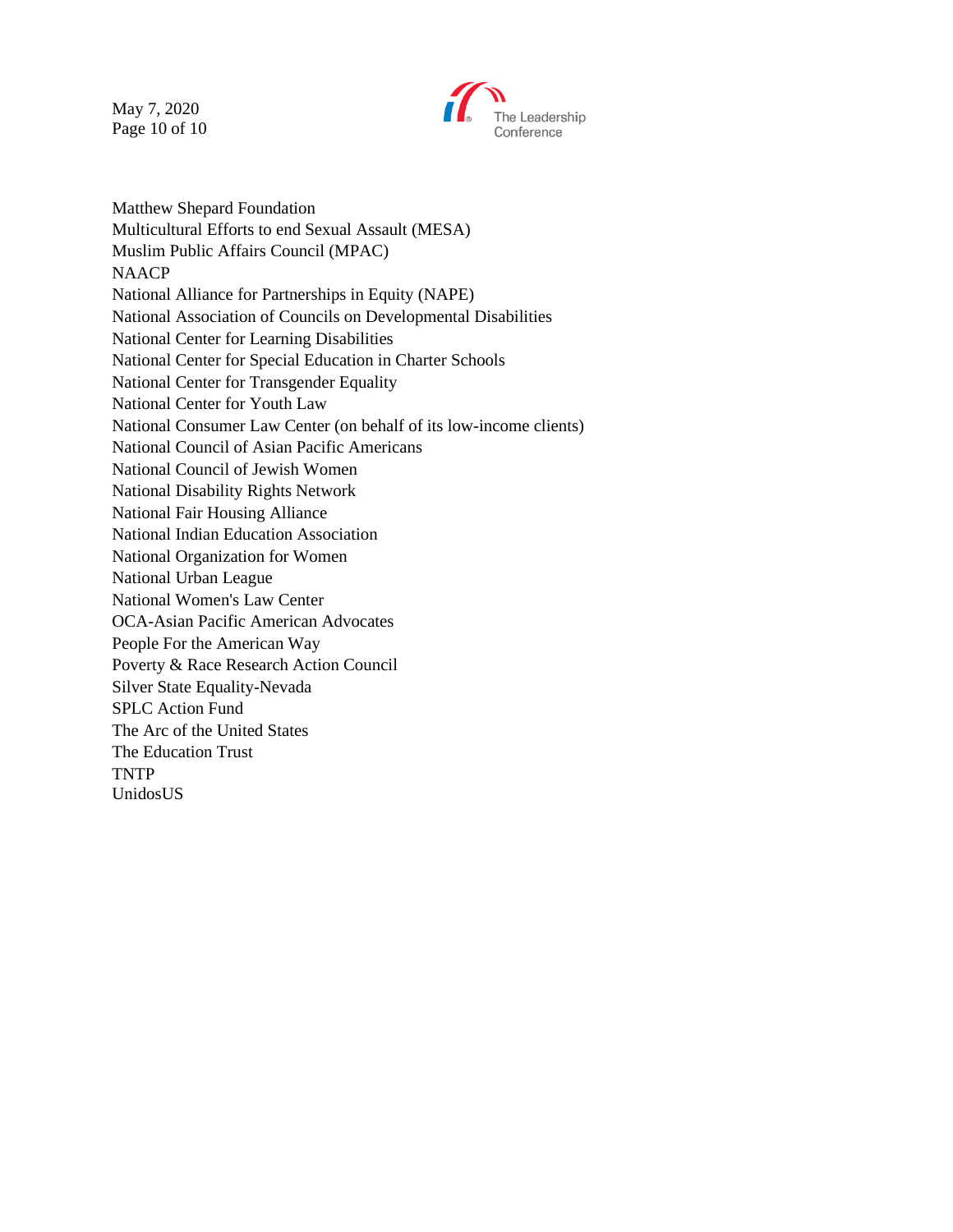Matthew Shepard Foundation
Multicultural Efforts to end Sexual Assault (MESA)
Muslim Public Affairs Council (MPAC)
NAACP
National Alliance for Partnerships in Equity (NAPE)
National Association of Councils on Developmental Disabilities
National Center for Learning Disabilities
National Center for Special Education in Charter Schools
National Center for Transgender Equality
National Center for Youth Law
National Consumer Law Center (on behalf of its low-income clients)
National Council of Asian Pacific Americans
National Council of Jewish Women
National Disability Rights Network
National Fair Housing Alliance
National Indian Education Association
National Organization for Women
National Urban League
National Women's Law Center
OCA-Asian Pacific American Advocates
People For the American Way
Poverty & Race Research Action Council
Silver State Equality-Nevada
SPLC Action Fund
The Arc of the United States
The Education Trust
TNTP
UnidosUS